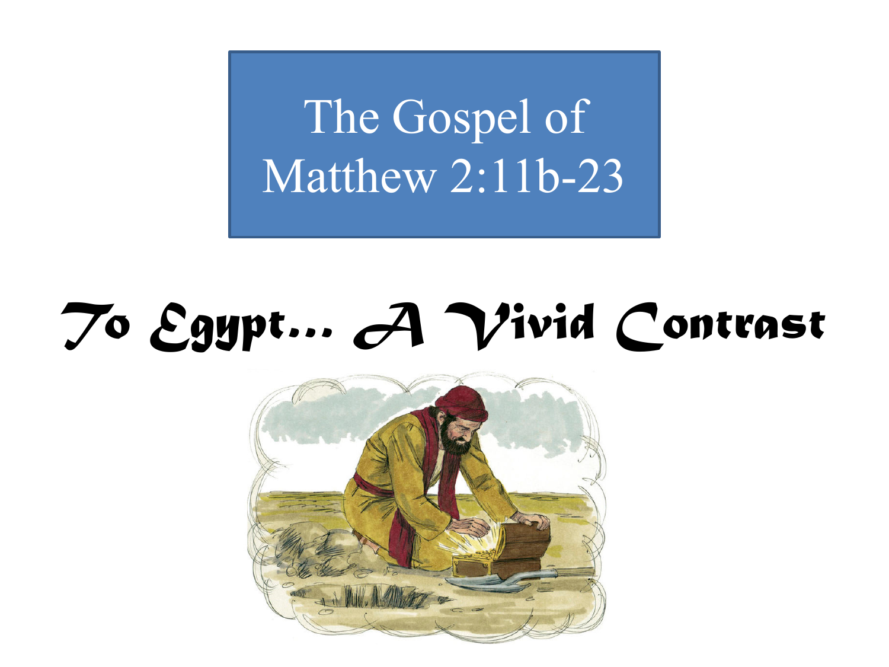# The Gospel of Matthew 2:11b-23

## *To Egypt… A Vivid Contrast*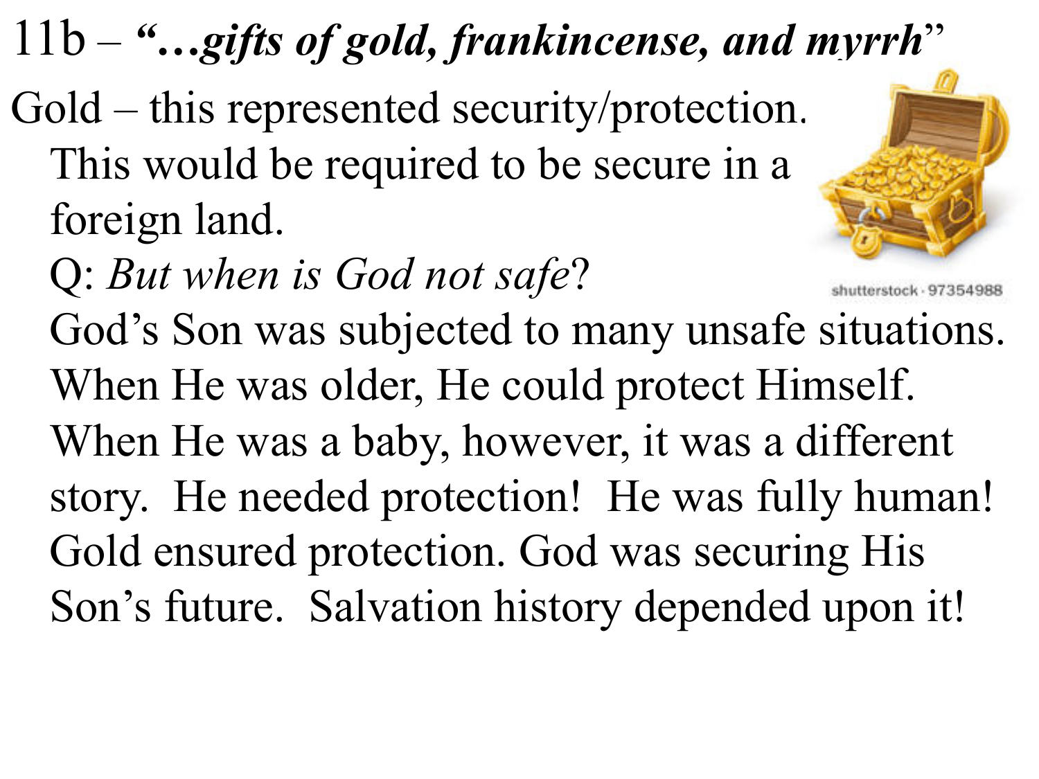# 11b – *"…gifts of gold, frankincense, and myrrh"*

Gold – this represented security/protection. This would be required to be secure in a foreign land.

Q: *But when is God not safe*?

God's Son was subjected to many unsafe situations. When He was older, He could protect Himself. When He was a baby, however, it was a different story. He needed protection! He was fully human! Gold ensured protection. God was securing His Son's future. Salvation history depended upon it!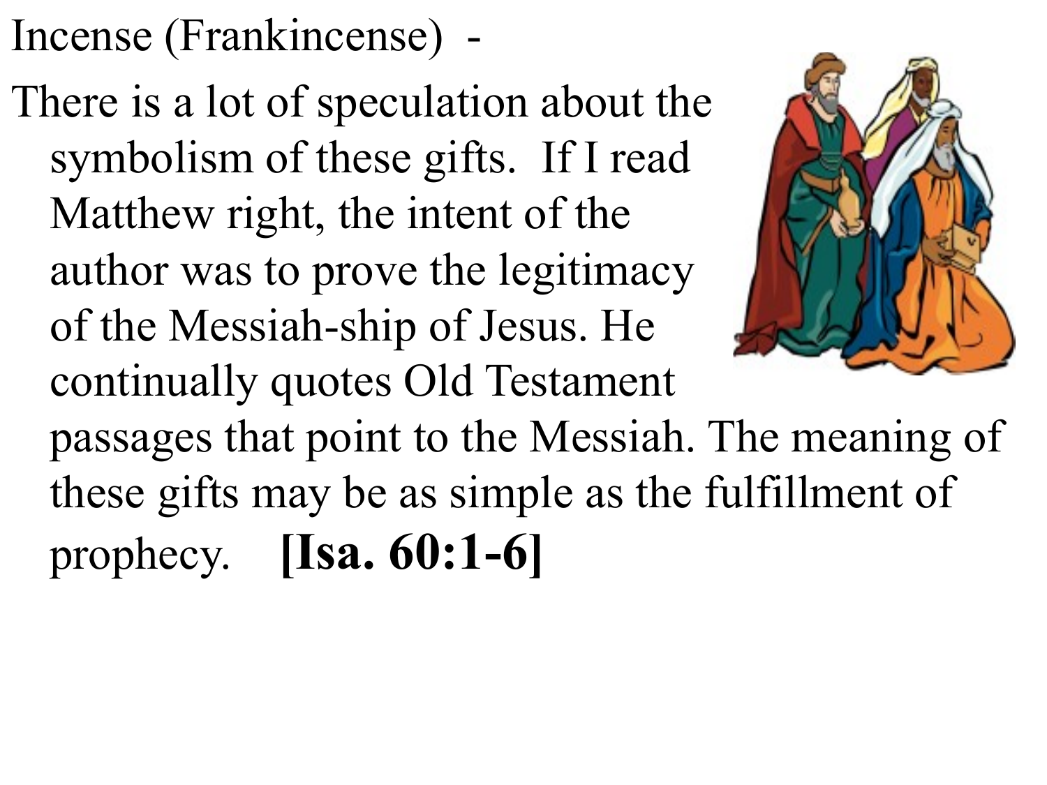Incense (Frankincense) -

There is a lot of speculation about the symbolism of these gifts. If I read Matthew right, the intent of the author was to prove the legitimacy of the Messiah-ship of Jesus. He continually quotes Old Testament passages that point to the Messiah. The meaning of these gifts may be as simple as the fulfillment of prophecy. **[Isa. 60:1-6]**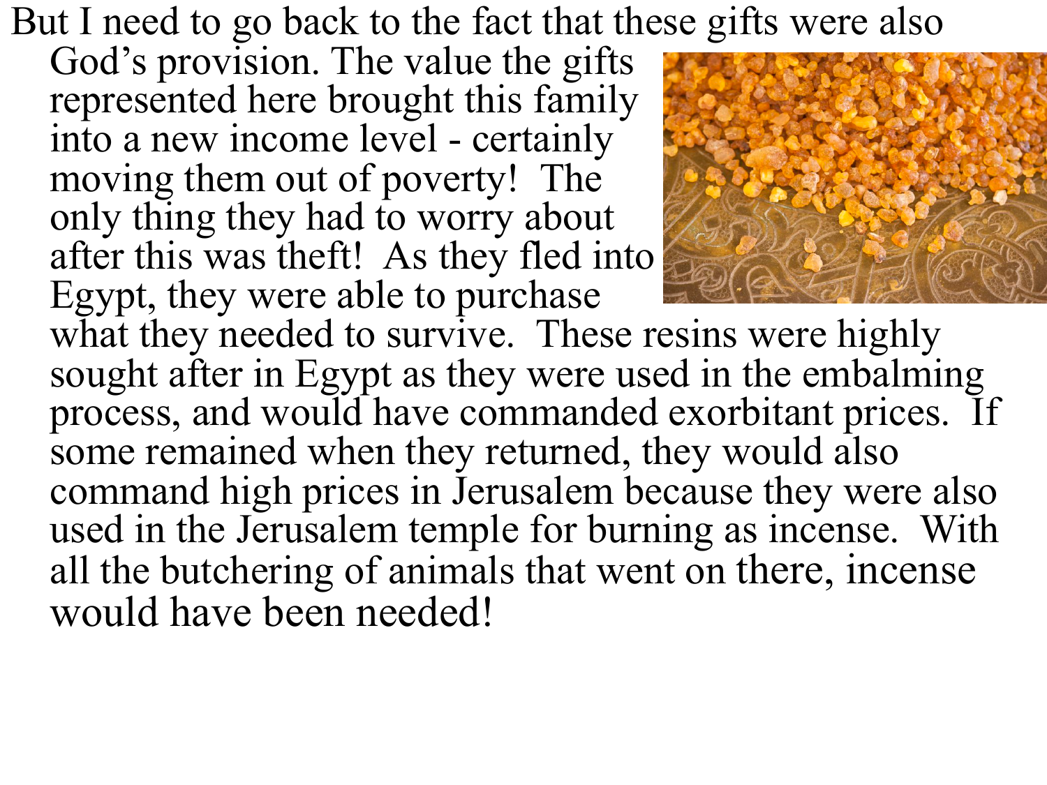But I need to go back to the fact that these gifts were also God's provision. The value the gifts represented here brought this family into a new income level - certainly moving them out of poverty! The only thing they had to worry about after this was theft! As they fled into Egypt, they were able to purchase what they needed to survive. These resins were highly sought after in Egypt as they were used in the embalming process, and would have commanded exorbitant prices. If some remained when they returned, they would also command high prices in Jerusalem because they were also used in the Jerusalem temple for burning as incense. With all the butchering of animals that went on there, incense would have been needed!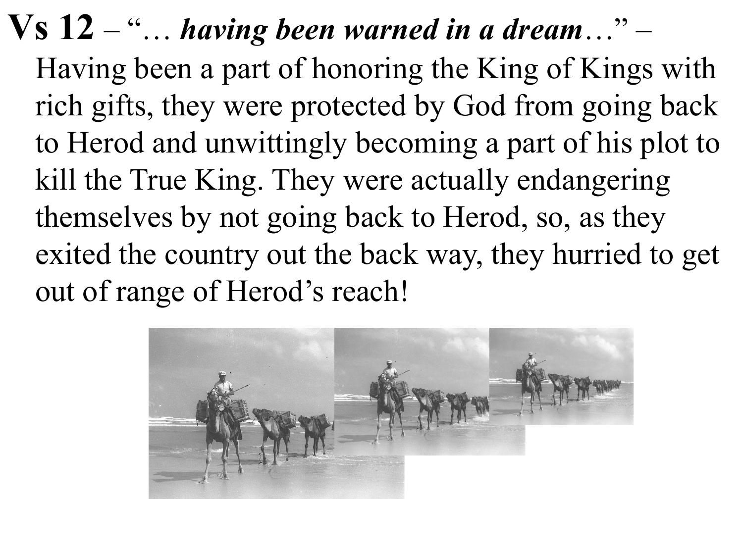**Vs 12** – "… ***having been warned in a dream***…" – Having been a part of honoring the King of Kings with rich gifts, they were protected by God from going back to Herod and unwittingly becoming a part of his plot to kill the True King. They were actually endangering themselves by not going back to Herod, so, as they exited the country out the back way, they hurried to get out of range of Herod's reach!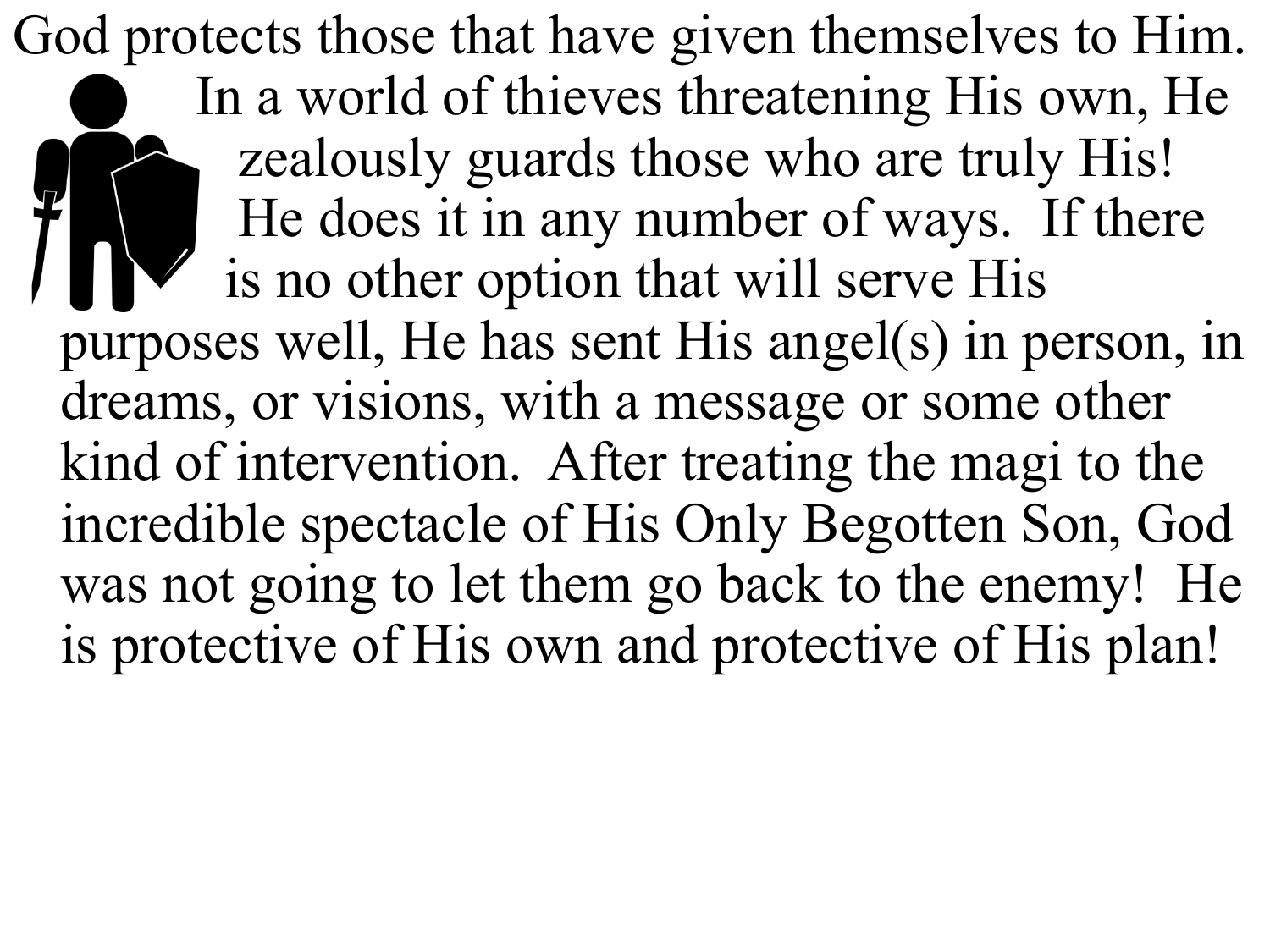God protects those that have given themselves to Him. In a world of thieves threatening His own, He zealously guards those who are truly His! He does it in any number of ways. If there is no other option that will serve His purposes well, He has sent His angel(s) in person, in dreams, or visions, with a message or some other kind of intervention. After treating the magi to the incredible spectacle of His Only Begotten Son, God was not going to let them go back to the enemy! He is protective of His own and protective of His plan!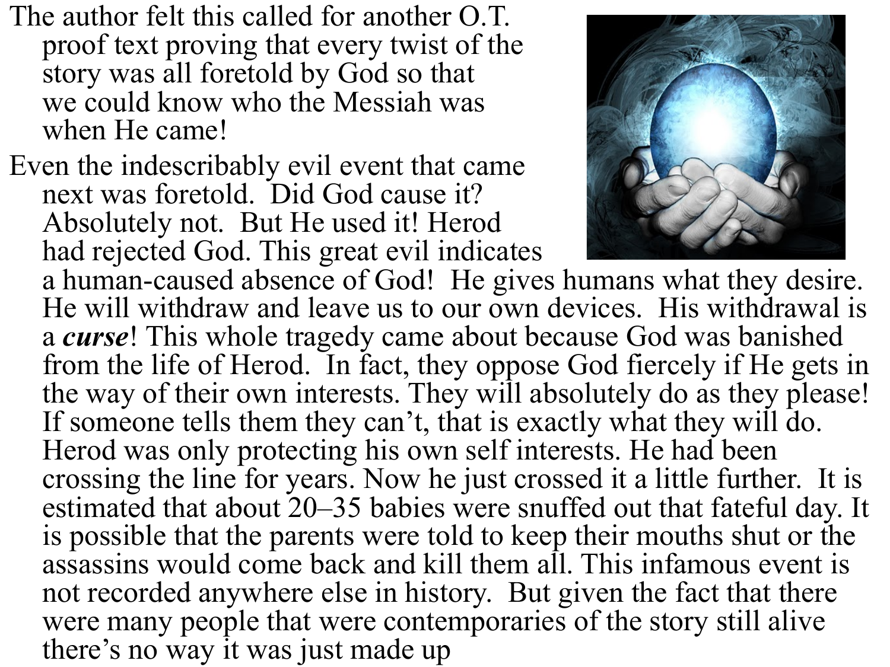The author felt this called for another O.T. proof text proving that every twist of the story was all foretold by God so that we could know who the Messiah was when He came!

Even the indescribably evil event that came next was foretold. Did God cause it? Absolutely not. But He used it! Herod had rejected God. This great evil indicates a human-caused absence of God! He gives humans what they desire. He will withdraw and leave us to our own devices. His withdrawal is a ***curse***! This whole tragedy came about because God was banished from the life of Herod. In fact, they oppose God fiercely if He gets in the way of their own interests. They will absolutely do as they please! If someone tells them they can't, that is exactly what they will do. Herod was only protecting his own self interests. He had been crossing the line for years. Now he just crossed it a little further. It is estimated that about 20–35 babies were snuffed out that fateful day. It is possible that the parents were told to keep their mouths shut or the assassins would come back and kill them all. This infamous event is not recorded anywhere else in history. But given the fact that there were many people that were contemporaries of the story still alive there's no way it was just made up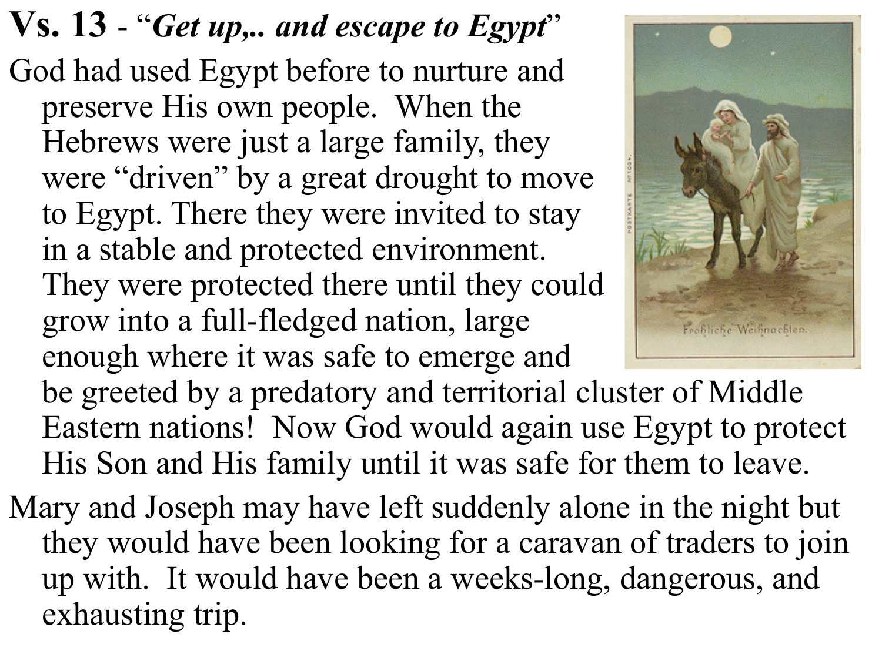**Vs. 13** - "***Get up,.. and escape to Egypt***"

God had used Egypt before to nurture and preserve His own people. When the Hebrews were just a large family, they were "driven" by a great drought to move to Egypt. There they were invited to stay in a stable and protected environment. They were protected there until they could grow into a full-fledged nation, large enough where it was safe to emerge and be greeted by a predatory and territorial cluster of Middle Eastern nations! Now God would again use Egypt to protect His Son and His family until it was safe for them to leave.

Mary and Joseph may have left suddenly alone in the night but they would have been looking for a caravan of traders to join up with. It would have been a weeks-long, dangerous, and exhausting trip.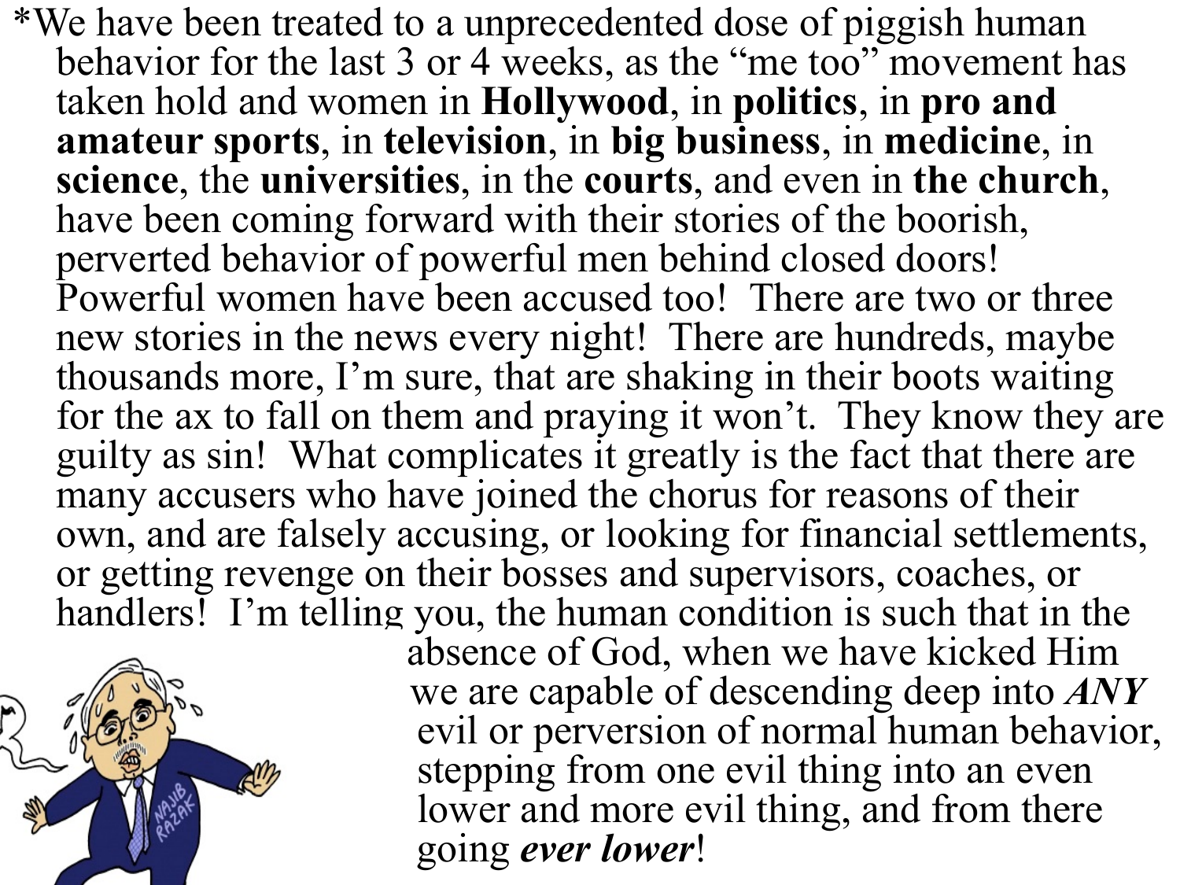*We have been treated to a unprecedented dose of piggish human behavior for the last 3 or 4 weeks, as the "me too" movement has taken hold and women in **Hollywood**, in **politics**, in **pro and amateur sports**, in **television**, in **big business**, in **medicine**, in **science**, the **universities**, in the **courts**, and even in **the church**, have been coming forward with their stories of the boorish, perverted behavior of powerful men behind closed doors! Powerful women have been accused too! There are two or three new stories in the news every night! There are hundreds, maybe thousands more, I'm sure, that are shaking in their boots waiting for the ax to fall on them and praying it won't. They know they are guilty as sin! What complicates it greatly is the fact that there are many accusers who have joined the chorus for reasons of their own, and are falsely accusing, or looking for financial settlements, or getting revenge on their bosses and supervisors, coaches, or handlers! I'm telling you, the human condition is such that in the absence of God, when we have kicked Him we are capable of descending deep into ***ANY*** evil or perversion of normal human behavior, stepping from one evil thing into an even lower and more evil thing, and from there going ***ever lower***!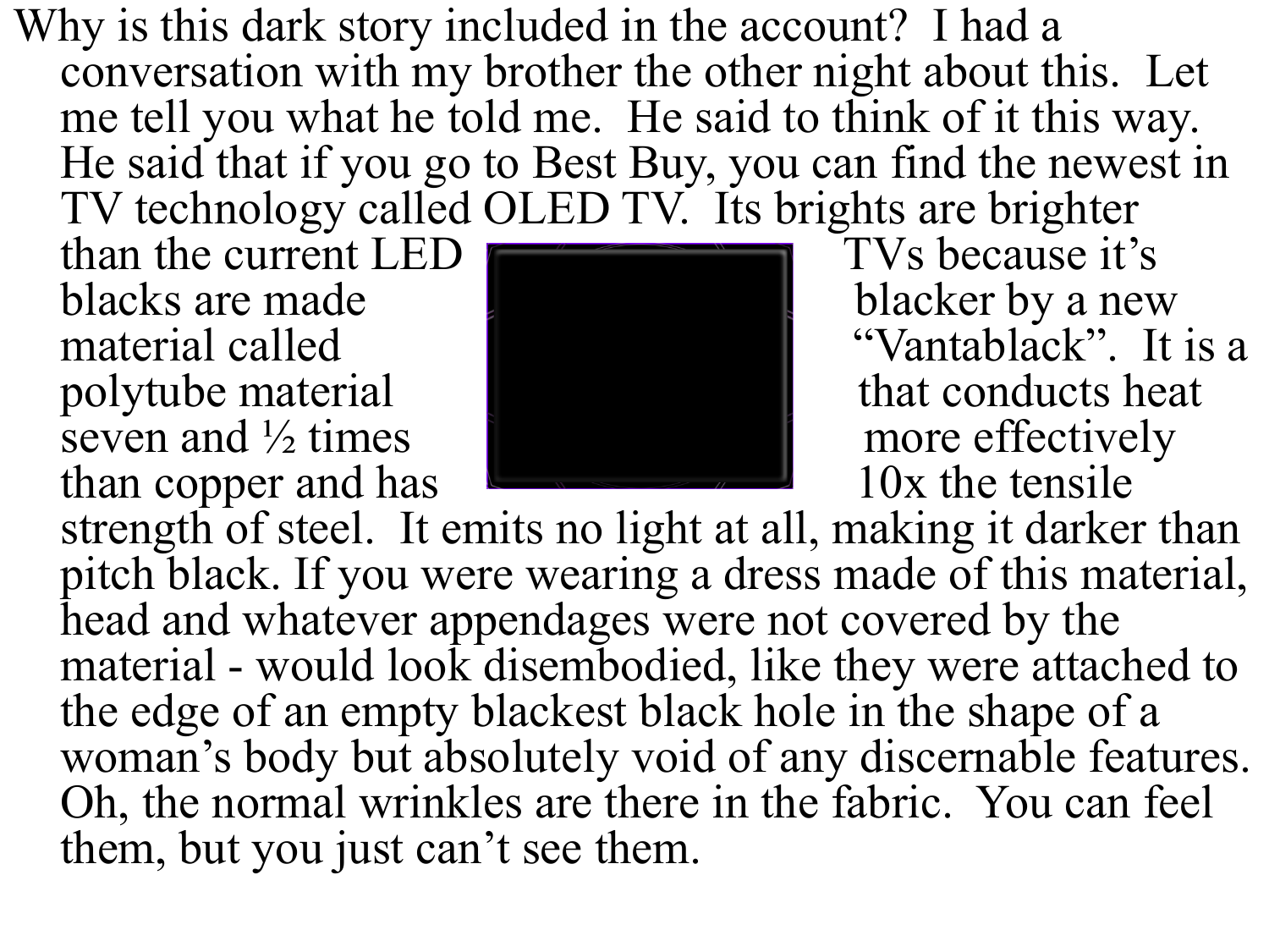Why is this dark story included in the account? I had a conversation with my brother the other night about this. Let me tell you what he told me. He said to think of it this way. He said that if you go to Best Buy, you can find the newest in TV technology called OLED TV. Its brights are brighter than the current LED TVs because it's blacks are made blacker by a new material called "Vantablack". It is a polytube material that conducts heat seven and ½ times more effectively than copper and has 10x the tensile strength of steel. It emits no light at all, making it darker than pitch black. If you were wearing a dress made of this material, head and whatever appendages were not covered by the material - would look disembodied, like they were attached to the edge of an empty blackest black hole in the shape of a woman's body but absolutely void of any discernable features. Oh, the normal wrinkles are there in the fabric. You can feel them, but you just can't see them.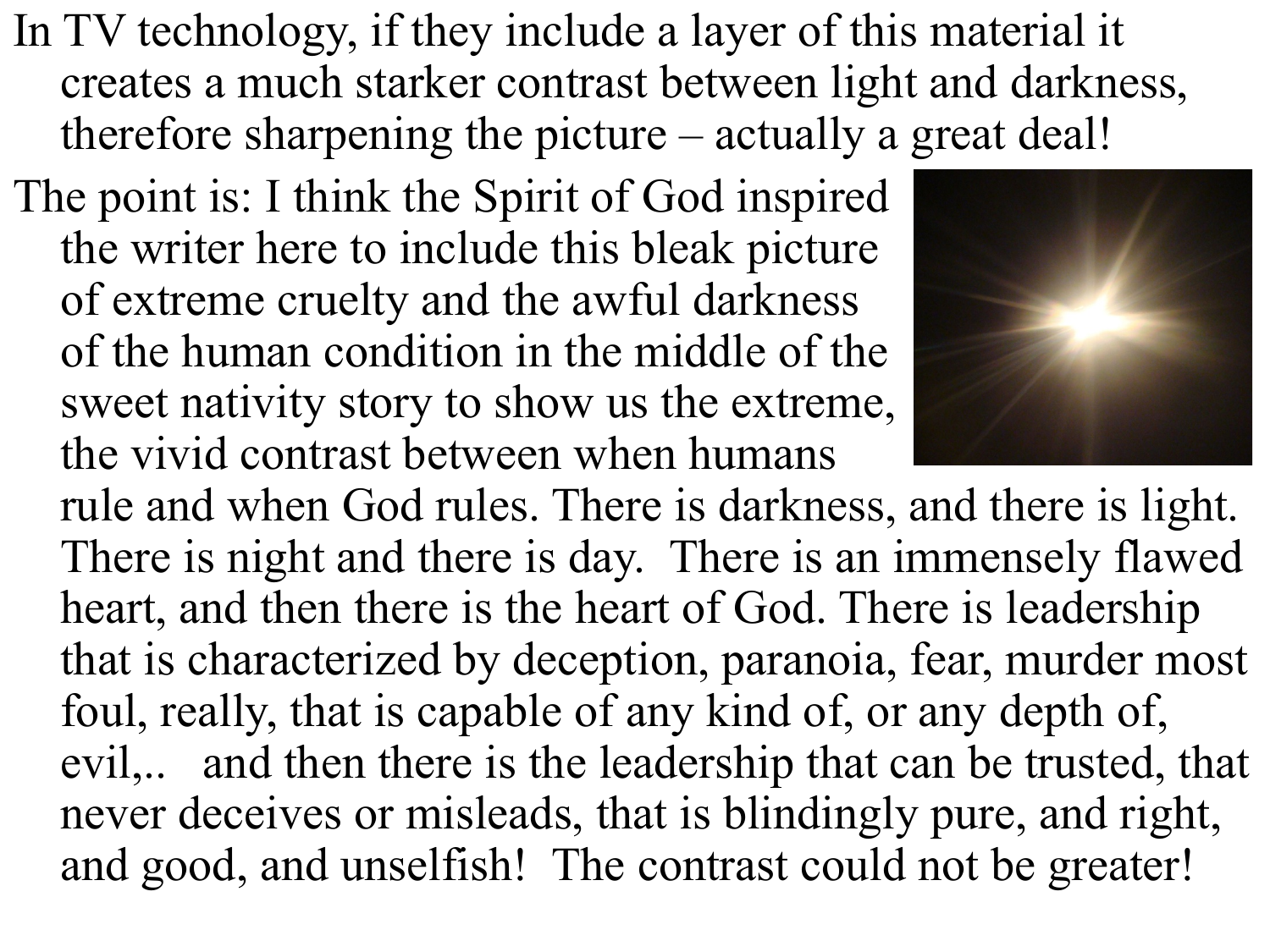In TV technology, if they include a layer of this material it creates a much starker contrast between light and darkness, therefore sharpening the picture – actually a great deal!

The point is: I think the Spirit of God inspired the writer here to include this bleak picture of extreme cruelty and the awful darkness of the human condition in the middle of the sweet nativity story to show us the extreme, the vivid contrast between when humans rule and when God rules. There is darkness, and there is light. There is night and there is day. There is an immensely flawed heart, and then there is the heart of God. There is leadership that is characterized by deception, paranoia, fear, murder most foul, really, that is capable of any kind of, or any depth of, evil,.. and then there is the leadership that can be trusted, that never deceives or misleads, that is blindingly pure, and right, and good, and unselfish! The contrast could not be greater!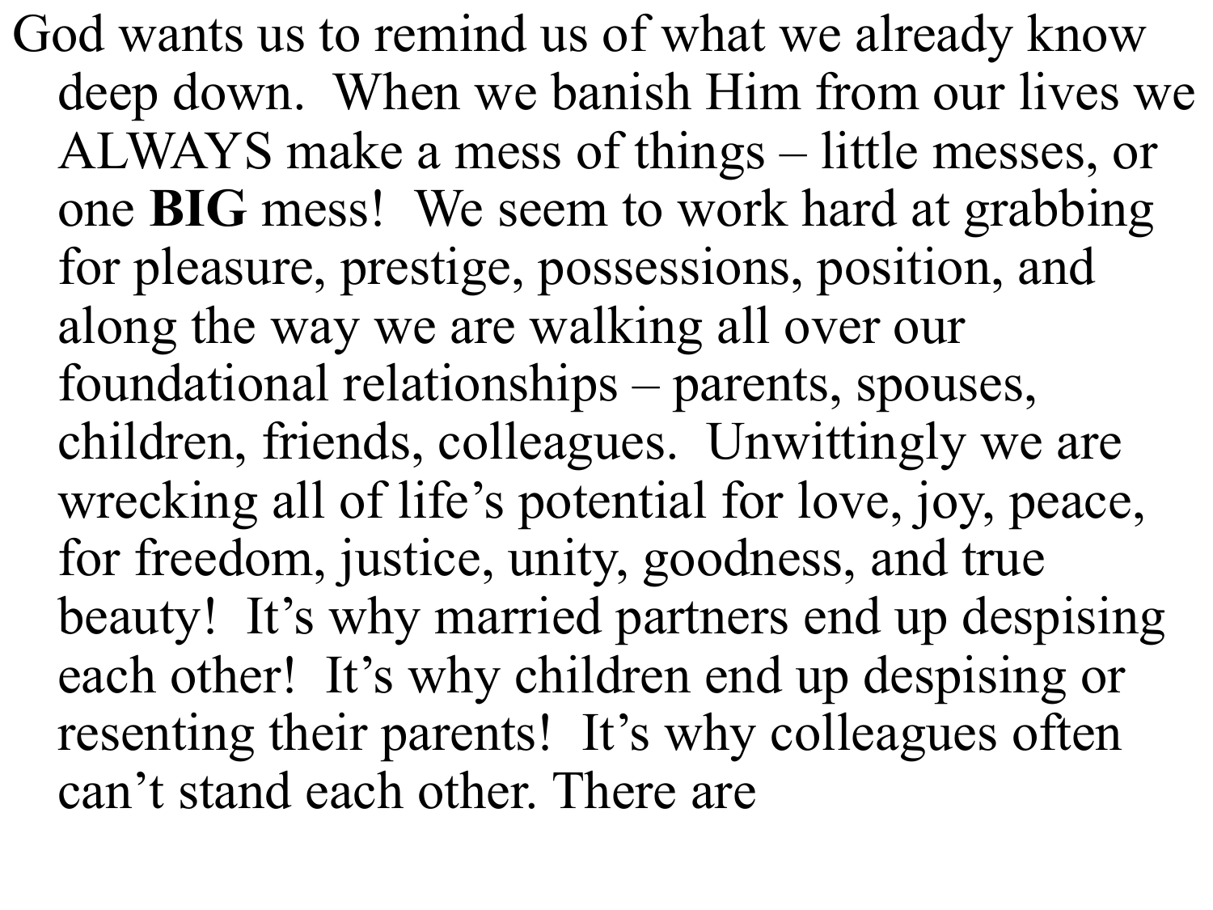God wants us to remind us of what we already know deep down. When we banish Him from our lives we ALWAYS make a mess of things – little messes, or one **BIG** mess! We seem to work hard at grabbing for pleasure, prestige, possessions, position, and along the way we are walking all over our foundational relationships – parents, spouses, children, friends, colleagues. Unwittingly we are wrecking all of life's potential for love, joy, peace, for freedom, justice, unity, goodness, and true beauty! It's why married partners end up despising each other! It's why children end up despising or resenting their parents! It's why colleagues often can't stand each other. There are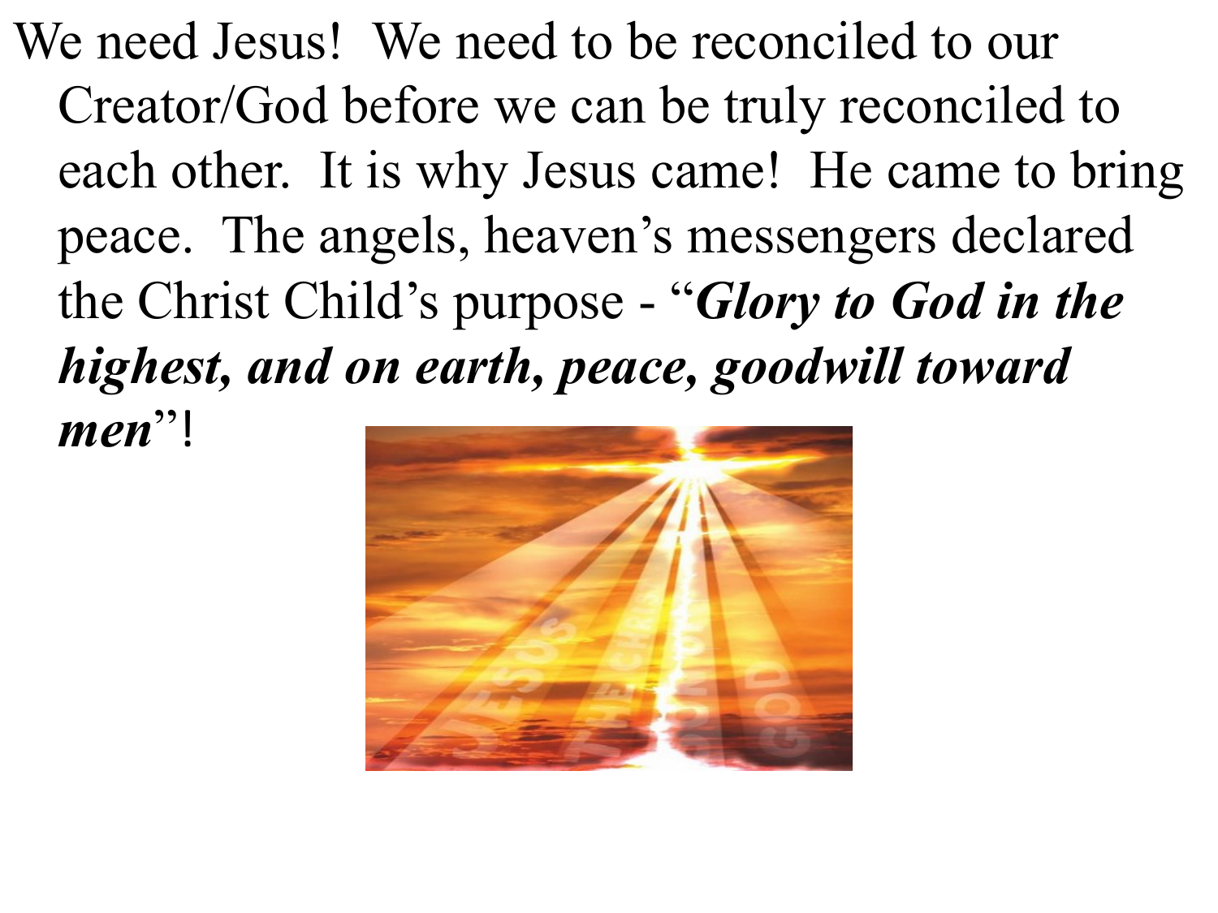We need Jesus! We need to be reconciled to our Creator/God before we can be truly reconciled to each other. It is why Jesus came! He came to bring peace. The angels, heaven's messengers declared the Christ Child's purpose - "***Glory to God in the highest, and on earth, peace, goodwill toward men***"!